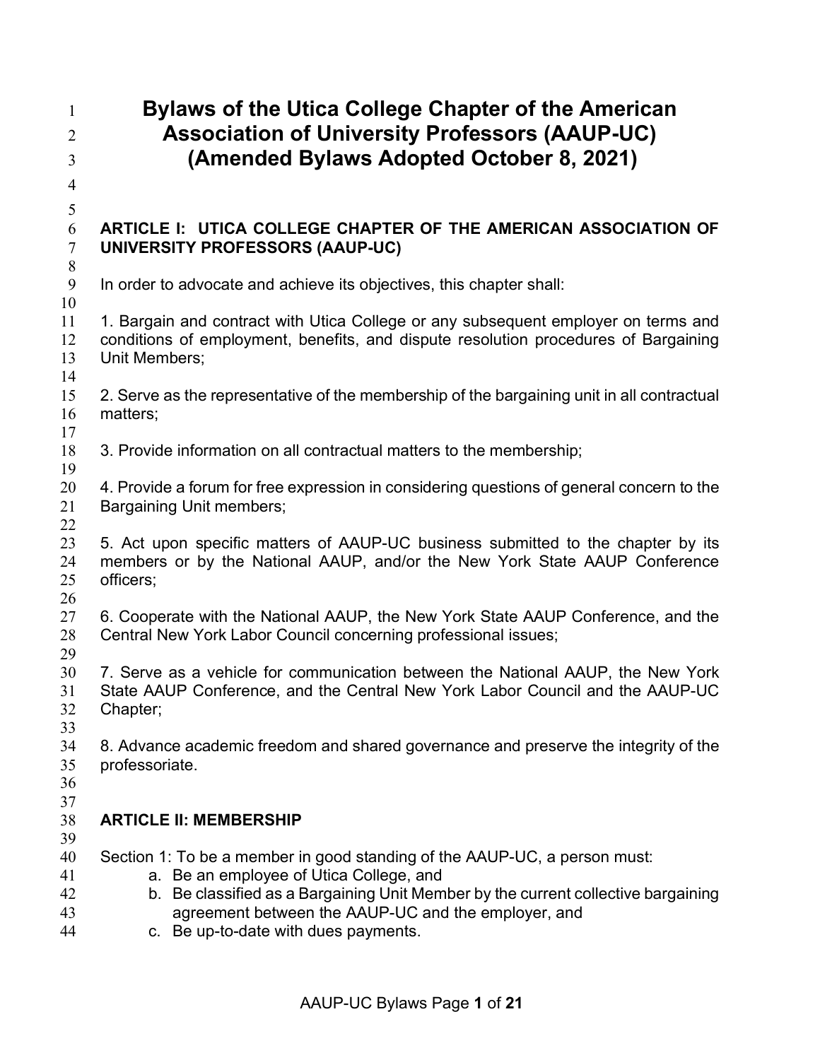# Bylaws of the Utica College Chapter of the American Association of University Professors (AAUP-UC) (Amended Bylaws Adopted October 8, 2021)

## ARTICLE I: UTICA COLLEGE CHAPTER OF THE AMERICAN ASSOCIATION OF UNIVERSITY PROFESSORS (AAUP-UC)

In order to advocate and achieve its objectives, this chapter shall:

1. Bargain and contract with Utica College or any subsequent employer on terms and conditions of employment, benefits, and dispute resolution procedures of Bargaining Unit Members;

2. Serve as the representative of the membership of the bargaining unit in all contractual matters;

3. Provide information on all contractual matters to the membership;

4. Provide a forum for free expression in considering questions of general concern to the Bargaining Unit members;

5. Act upon specific matters of AAUP-UC business submitted to the chapter by its members or by the National AAUP, and/or the New York State AAUP Conference officers;

6. Cooperate with the National AAUP, the New York State AAUP Conference, and the Central New York Labor Council concerning professional issues;

7. Serve as a vehicle for communication between the National AAUP, the New York State AAUP Conference, and the Central New York Labor Council and the AAUP-UC Chapter;

8. Advance academic freedom and shared governance and preserve the integrity of the professoriate.

## ARTICLE II: MEMBERSHIP

Section 1: To be a member in good standing of the AAUP-UC, a person must:

a. Be an employee of Utica College, and
b. Be classified as a Bargaining Unit Member by the current collective bargaining agreement between the AAUP-UC and the employer, and
c. Be up-to-date with dues payments.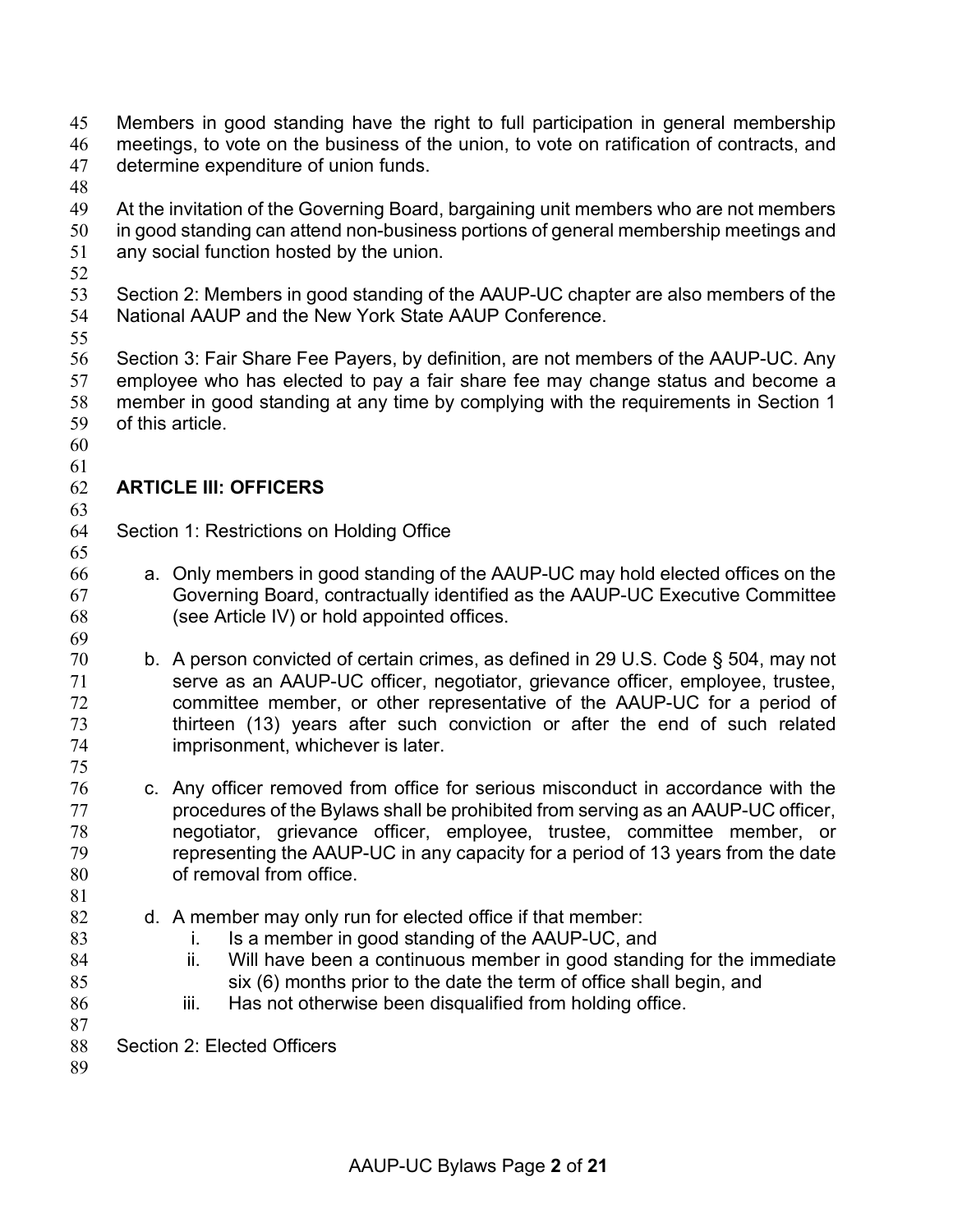Members in good standing have the right to full participation in general membership meetings, to vote on the business of the union, to vote on ratification of contracts, and determine expenditure of union funds.

At the invitation of the Governing Board, bargaining unit members who are not members in good standing can attend non-business portions of general membership meetings and any social function hosted by the union.

Section 2: Members in good standing of the AAUP-UC chapter are also members of the National AAUP and the New York State AAUP Conference.

Section 3: Fair Share Fee Payers, by definition, are not members of the AAUP-UC. Any employee who has elected to pay a fair share fee may change status and become a member in good standing at any time by complying with the requirements in Section 1 of this article.

## ARTICLE III: OFFICERS

Section 1: Restrictions on Holding Office

a. Only members in good standing of the AAUP-UC may hold elected offices on the Governing Board, contractually identified as the AAUP-UC Executive Committee (see Article IV) or hold appointed offices.

b. A person convicted of certain crimes, as defined in 29 U.S. Code § 504, may not serve as an AAUP-UC officer, negotiator, grievance officer, employee, trustee, committee member, or other representative of the AAUP-UC for a period of thirteen (13) years after such conviction or after the end of such related imprisonment, whichever is later.

c. Any officer removed from office for serious misconduct in accordance with the procedures of the Bylaws shall be prohibited from serving as an AAUP-UC officer, negotiator, grievance officer, employee, trustee, committee member, or representing the AAUP-UC in any capacity for a period of 13 years from the date of removal from office.

d. A member may only run for elected office if that member:
   i. Is a member in good standing of the AAUP-UC, and
   ii. Will have been a continuous member in good standing for the immediate six (6) months prior to the date the term of office shall begin, and
   iii. Has not otherwise been disqualified from holding office.

Section 2: Elected Officers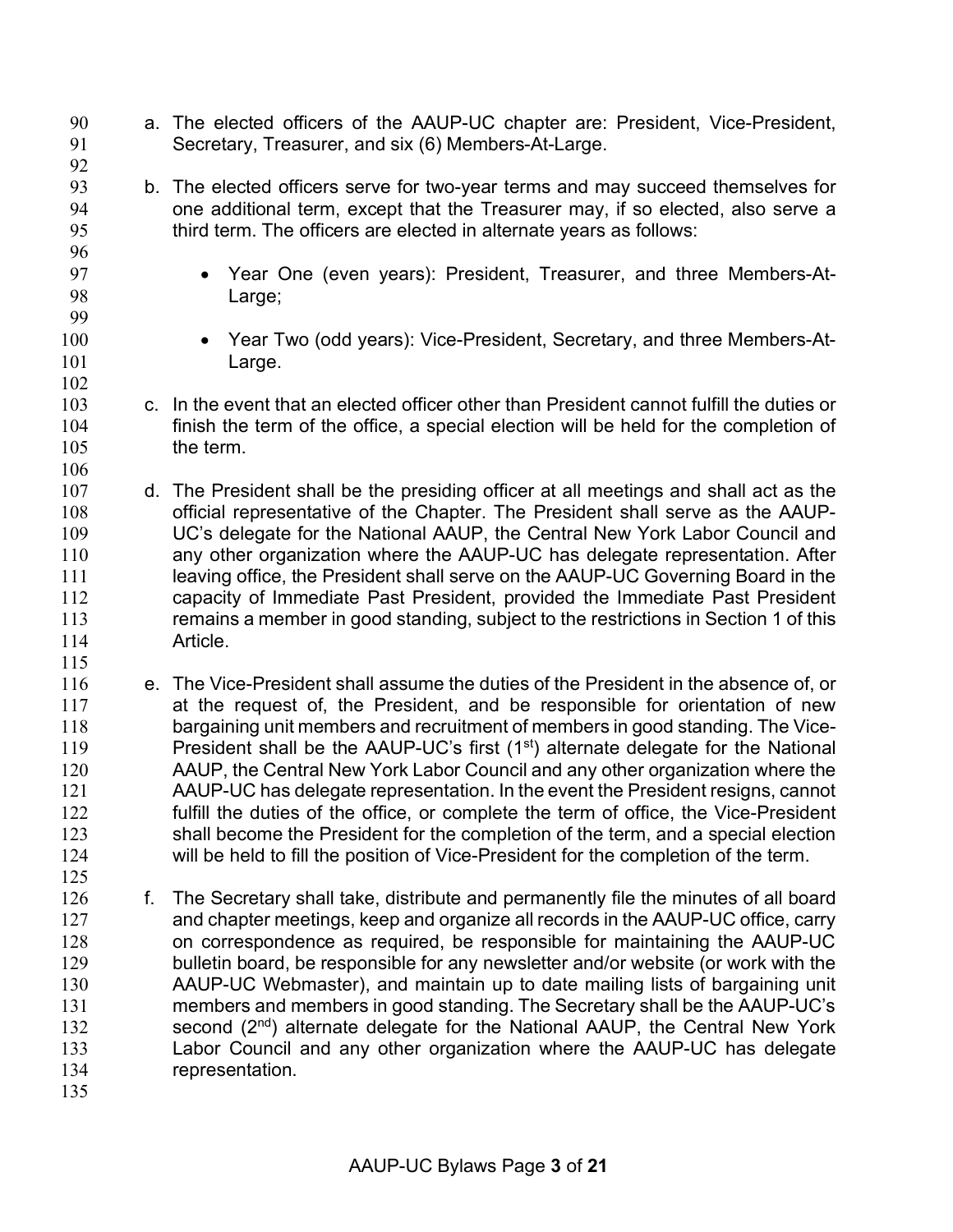a. The elected officers of the AAUP-UC chapter are: President, Vice-President, Secretary, Treasurer, and six (6) Members-At-Large.

b. The elected officers serve for two-year terms and may succeed themselves for one additional term, except that the Treasurer may, if so elected, also serve a third term. The officers are elected in alternate years as follows:

   - Year One (even years): President, Treasurer, and three Members-At-Large;

   - Year Two (odd years): Vice-President, Secretary, and three Members-At-Large.

c. In the event that an elected officer other than President cannot fulfill the duties or finish the term of the office, a special election will be held for the completion of the term.

d. The President shall be the presiding officer at all meetings and shall act as the official representative of the Chapter. The President shall serve as the AAUP-UC's delegate for the National AAUP, the Central New York Labor Council and any other organization where the AAUP-UC has delegate representation. After leaving office, the President shall serve on the AAUP-UC Governing Board in the capacity of Immediate Past President, provided the Immediate Past President remains a member in good standing, subject to the restrictions in Section 1 of this Article.

e. The Vice-President shall assume the duties of the President in the absence of, or at the request of, the President, and be responsible for orientation of new bargaining unit members and recruitment of members in good standing. The Vice-President shall be the AAUP-UC's first (1st) alternate delegate for the National AAUP, the Central New York Labor Council and any other organization where the AAUP-UC has delegate representation. In the event the President resigns, cannot fulfill the duties of the office, or complete the term of office, the Vice-President shall become the President for the completion of the term, and a special election will be held to fill the position of Vice-President for the completion of the term.

f. The Secretary shall take, distribute and permanently file the minutes of all board and chapter meetings, keep and organize all records in the AAUP-UC office, carry on correspondence as required, be responsible for maintaining the AAUP-UC bulletin board, be responsible for any newsletter and/or website (or work with the AAUP-UC Webmaster), and maintain up to date mailing lists of bargaining unit members and members in good standing. The Secretary shall be the AAUP-UC's second (2nd) alternate delegate for the National AAUP, the Central New York Labor Council and any other organization where the AAUP-UC has delegate representation.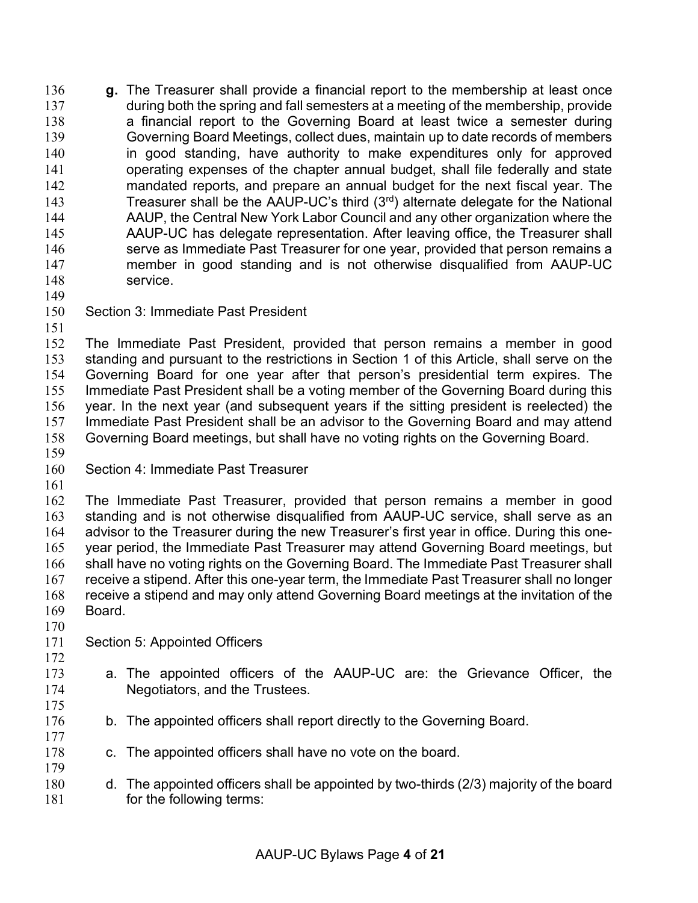**g.** The Treasurer shall provide a financial report to the membership at least once during both the spring and fall semesters at a meeting of the membership, provide a financial report to the Governing Board at least twice a semester during Governing Board Meetings, collect dues, maintain up to date records of members in good standing, have authority to make expenditures only for approved operating expenses of the chapter annual budget, shall file federally and state mandated reports, and prepare an annual budget for the next fiscal year. The Treasurer shall be the AAUP-UC's third (3rd) alternate delegate for the National AAUP, the Central New York Labor Council and any other organization where the AAUP-UC has delegate representation. After leaving office, the Treasurer shall serve as Immediate Past Treasurer for one year, provided that person remains a member in good standing and is not otherwise disqualified from AAUP-UC service.

Section 3: Immediate Past President

The Immediate Past President, provided that person remains a member in good standing and pursuant to the restrictions in Section 1 of this Article, shall serve on the Governing Board for one year after that person's presidential term expires. The Immediate Past President shall be a voting member of the Governing Board during this year. In the next year (and subsequent years if the sitting president is reelected) the Immediate Past President shall be an advisor to the Governing Board and may attend Governing Board meetings, but shall have no voting rights on the Governing Board.

Section 4: Immediate Past Treasurer

The Immediate Past Treasurer, provided that person remains a member in good standing and is not otherwise disqualified from AAUP-UC service, shall serve as an advisor to the Treasurer during the new Treasurer's first year in office. During this one-year period, the Immediate Past Treasurer may attend Governing Board meetings, but shall have no voting rights on the Governing Board. The Immediate Past Treasurer shall receive a stipend. After this one-year term, the Immediate Past Treasurer shall no longer receive a stipend and may only attend Governing Board meetings at the invitation of the Board.

Section 5: Appointed Officers

a. The appointed officers of the AAUP-UC are: the Grievance Officer, the Negotiators, and the Trustees.

b. The appointed officers shall report directly to the Governing Board.

c. The appointed officers shall have no vote on the board.

d. The appointed officers shall be appointed by two-thirds (2/3) majority of the board for the following terms: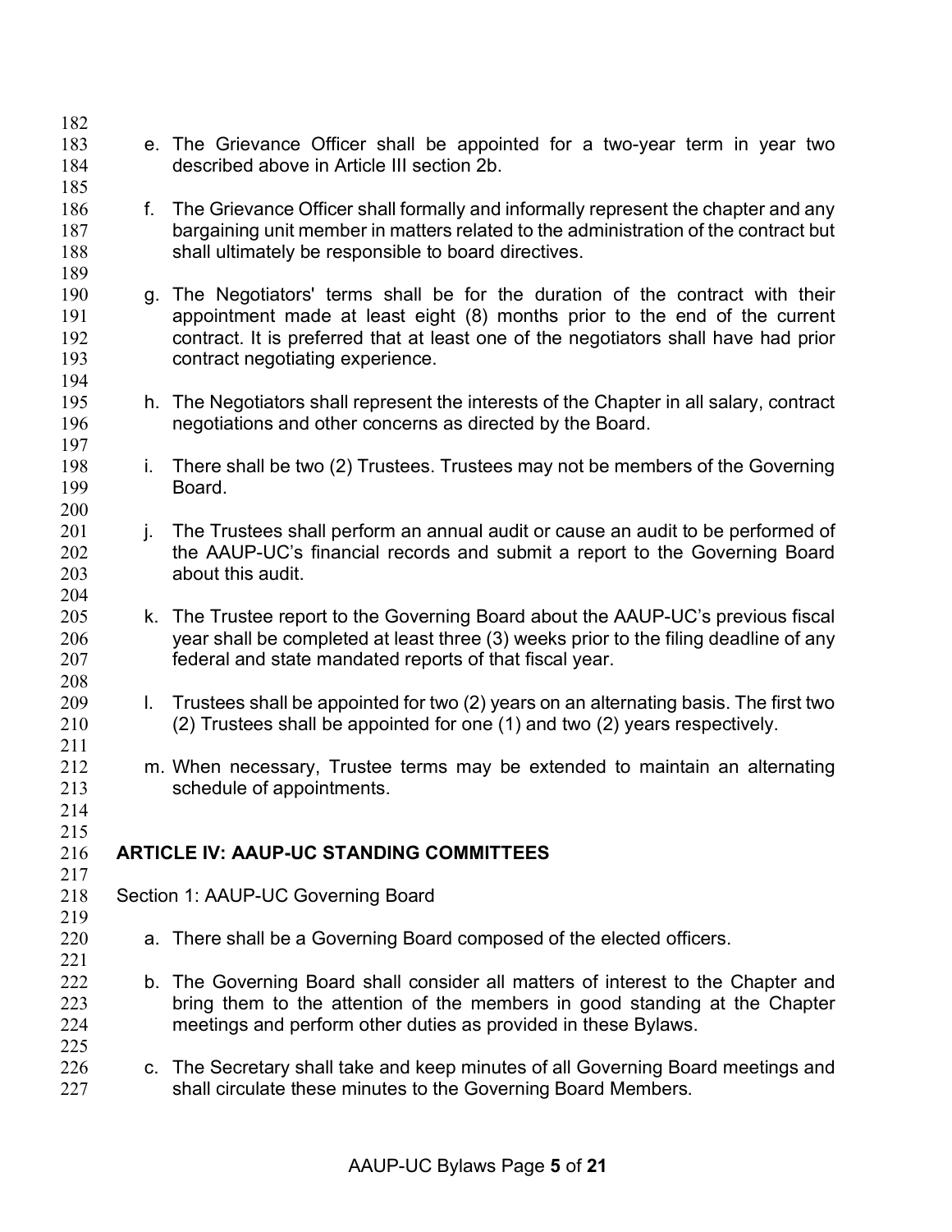e. The Grievance Officer shall be appointed for a two-year term in year two described above in Article III section 2b.

f. The Grievance Officer shall formally and informally represent the chapter and any bargaining unit member in matters related to the administration of the contract but shall ultimately be responsible to board directives.

g. The Negotiators' terms shall be for the duration of the contract with their appointment made at least eight (8) months prior to the end of the current contract. It is preferred that at least one of the negotiators shall have had prior contract negotiating experience.

h. The Negotiators shall represent the interests of the Chapter in all salary, contract negotiations and other concerns as directed by the Board.

i. There shall be two (2) Trustees. Trustees may not be members of the Governing Board.

j. The Trustees shall perform an annual audit or cause an audit to be performed of the AAUP-UC's financial records and submit a report to the Governing Board about this audit.

k. The Trustee report to the Governing Board about the AAUP-UC's previous fiscal year shall be completed at least three (3) weeks prior to the filing deadline of any federal and state mandated reports of that fiscal year.

l. Trustees shall be appointed for two (2) years on an alternating basis. The first two (2) Trustees shall be appointed for one (1) and two (2) years respectively.

m. When necessary, Trustee terms may be extended to maintain an alternating schedule of appointments.

## ARTICLE IV: AAUP-UC STANDING COMMITTEES

Section 1: AAUP-UC Governing Board

a. There shall be a Governing Board composed of the elected officers.

b. The Governing Board shall consider all matters of interest to the Chapter and bring them to the attention of the members in good standing at the Chapter meetings and perform other duties as provided in these Bylaws.

c. The Secretary shall take and keep minutes of all Governing Board meetings and shall circulate these minutes to the Governing Board Members.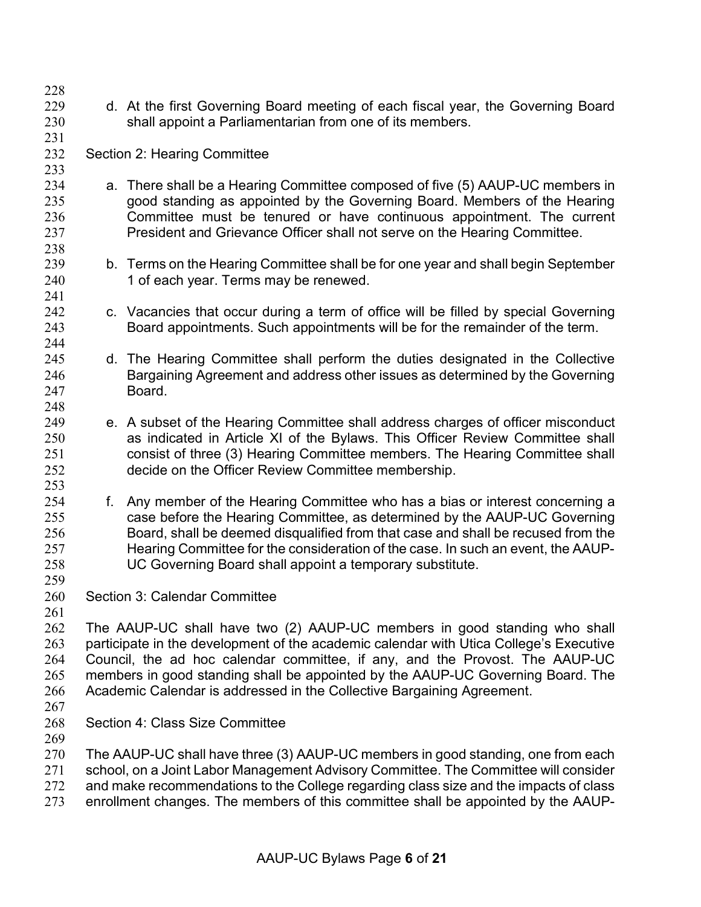d. At the first Governing Board meeting of each fiscal year, the Governing Board shall appoint a Parliamentarian from one of its members.

Section 2: Hearing Committee

a. There shall be a Hearing Committee composed of five (5) AAUP-UC members in good standing as appointed by the Governing Board. Members of the Hearing Committee must be tenured or have continuous appointment. The current President and Grievance Officer shall not serve on the Hearing Committee.

b. Terms on the Hearing Committee shall be for one year and shall begin September 1 of each year. Terms may be renewed.

c. Vacancies that occur during a term of office will be filled by special Governing Board appointments. Such appointments will be for the remainder of the term.

d. The Hearing Committee shall perform the duties designated in the Collective Bargaining Agreement and address other issues as determined by the Governing Board.

e. A subset of the Hearing Committee shall address charges of officer misconduct as indicated in Article XI of the Bylaws. This Officer Review Committee shall consist of three (3) Hearing Committee members. The Hearing Committee shall decide on the Officer Review Committee membership.

f. Any member of the Hearing Committee who has a bias or interest concerning a case before the Hearing Committee, as determined by the AAUP-UC Governing Board, shall be deemed disqualified from that case and shall be recused from the Hearing Committee for the consideration of the case. In such an event, the AAUP-UC Governing Board shall appoint a temporary substitute.

Section 3: Calendar Committee

The AAUP-UC shall have two (2) AAUP-UC members in good standing who shall participate in the development of the academic calendar with Utica College's Executive Council, the ad hoc calendar committee, if any, and the Provost. The AAUP-UC members in good standing shall be appointed by the AAUP-UC Governing Board. The Academic Calendar is addressed in the Collective Bargaining Agreement.

Section 4: Class Size Committee

The AAUP-UC shall have three (3) AAUP-UC members in good standing, one from each school, on a Joint Labor Management Advisory Committee. The Committee will consider and make recommendations to the College regarding class size and the impacts of class enrollment changes. The members of this committee shall be appointed by the AAUP-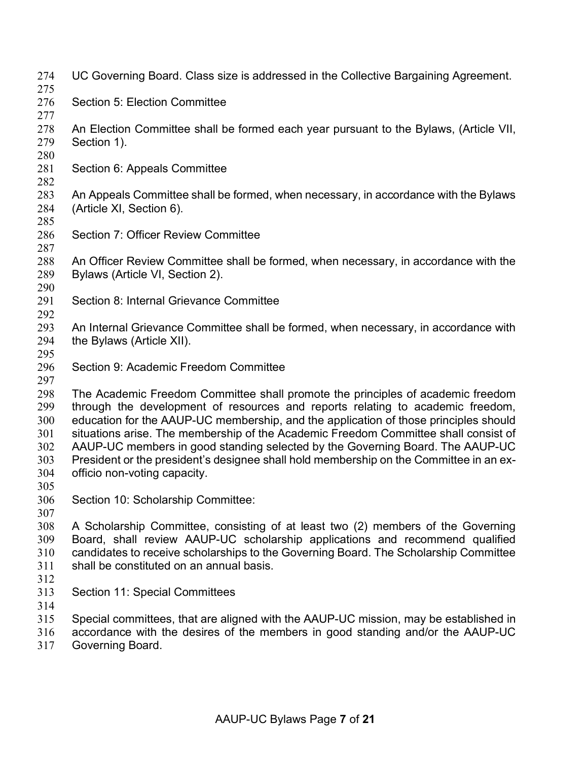UC Governing Board. Class size is addressed in the Collective Bargaining Agreement.

### Section 5: Election Committee

An Election Committee shall be formed each year pursuant to the Bylaws, (Article VII, Section 1).

### Section 6: Appeals Committee

An Appeals Committee shall be formed, when necessary, in accordance with the Bylaws (Article XI, Section 6).

### Section 7: Officer Review Committee

An Officer Review Committee shall be formed, when necessary, in accordance with the Bylaws (Article VI, Section 2).

### Section 8: Internal Grievance Committee

An Internal Grievance Committee shall be formed, when necessary, in accordance with the Bylaws (Article XII).

### Section 9: Academic Freedom Committee

The Academic Freedom Committee shall promote the principles of academic freedom through the development of resources and reports relating to academic freedom, education for the AAUP-UC membership, and the application of those principles should situations arise. The membership of the Academic Freedom Committee shall consist of AAUP-UC members in good standing selected by the Governing Board. The AAUP-UC President or the president's designee shall hold membership on the Committee in an ex-officio non-voting capacity.

### Section 10: Scholarship Committee:

A Scholarship Committee, consisting of at least two (2) members of the Governing Board, shall review AAUP-UC scholarship applications and recommend qualified candidates to receive scholarships to the Governing Board. The Scholarship Committee shall be constituted on an annual basis.

### Section 11: Special Committees

Special committees, that are aligned with the AAUP-UC mission, may be established in accordance with the desires of the members in good standing and/or the AAUP-UC Governing Board.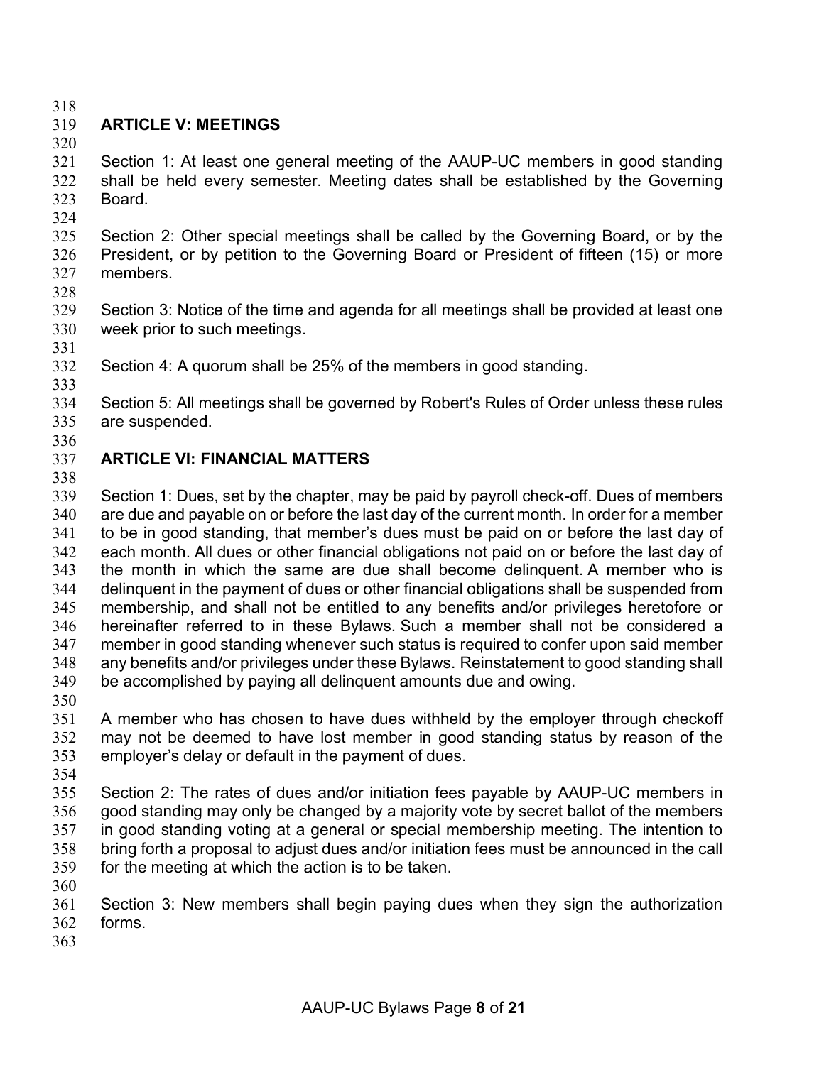## ARTICLE V: MEETINGS

Section 1: At least one general meeting of the AAUP-UC members in good standing shall be held every semester. Meeting dates shall be established by the Governing Board.

Section 2: Other special meetings shall be called by the Governing Board, or by the President, or by petition to the Governing Board or President of fifteen (15) or more members.

Section 3: Notice of the time and agenda for all meetings shall be provided at least one week prior to such meetings.

Section 4: A quorum shall be 25% of the members in good standing.

Section 5: All meetings shall be governed by Robert's Rules of Order unless these rules are suspended.

## ARTICLE VI: FINANCIAL MATTERS

Section 1: Dues, set by the chapter, may be paid by payroll check-off. Dues of members are due and payable on or before the last day of the current month. In order for a member to be in good standing, that member's dues must be paid on or before the last day of each month. All dues or other financial obligations not paid on or before the last day of the month in which the same are due shall become delinquent. A member who is delinquent in the payment of dues or other financial obligations shall be suspended from membership, and shall not be entitled to any benefits and/or privileges heretofore or hereinafter referred to in these Bylaws. Such a member shall not be considered a member in good standing whenever such status is required to confer upon said member any benefits and/or privileges under these Bylaws. Reinstatement to good standing shall be accomplished by paying all delinquent amounts due and owing.

A member who has chosen to have dues withheld by the employer through checkoff may not be deemed to have lost member in good standing status by reason of the employer's delay or default in the payment of dues.

Section 2: The rates of dues and/or initiation fees payable by AAUP-UC members in good standing may only be changed by a majority vote by secret ballot of the members in good standing voting at a general or special membership meeting. The intention to bring forth a proposal to adjust dues and/or initiation fees must be announced in the call for the meeting at which the action is to be taken.

Section 3: New members shall begin paying dues when they sign the authorization forms.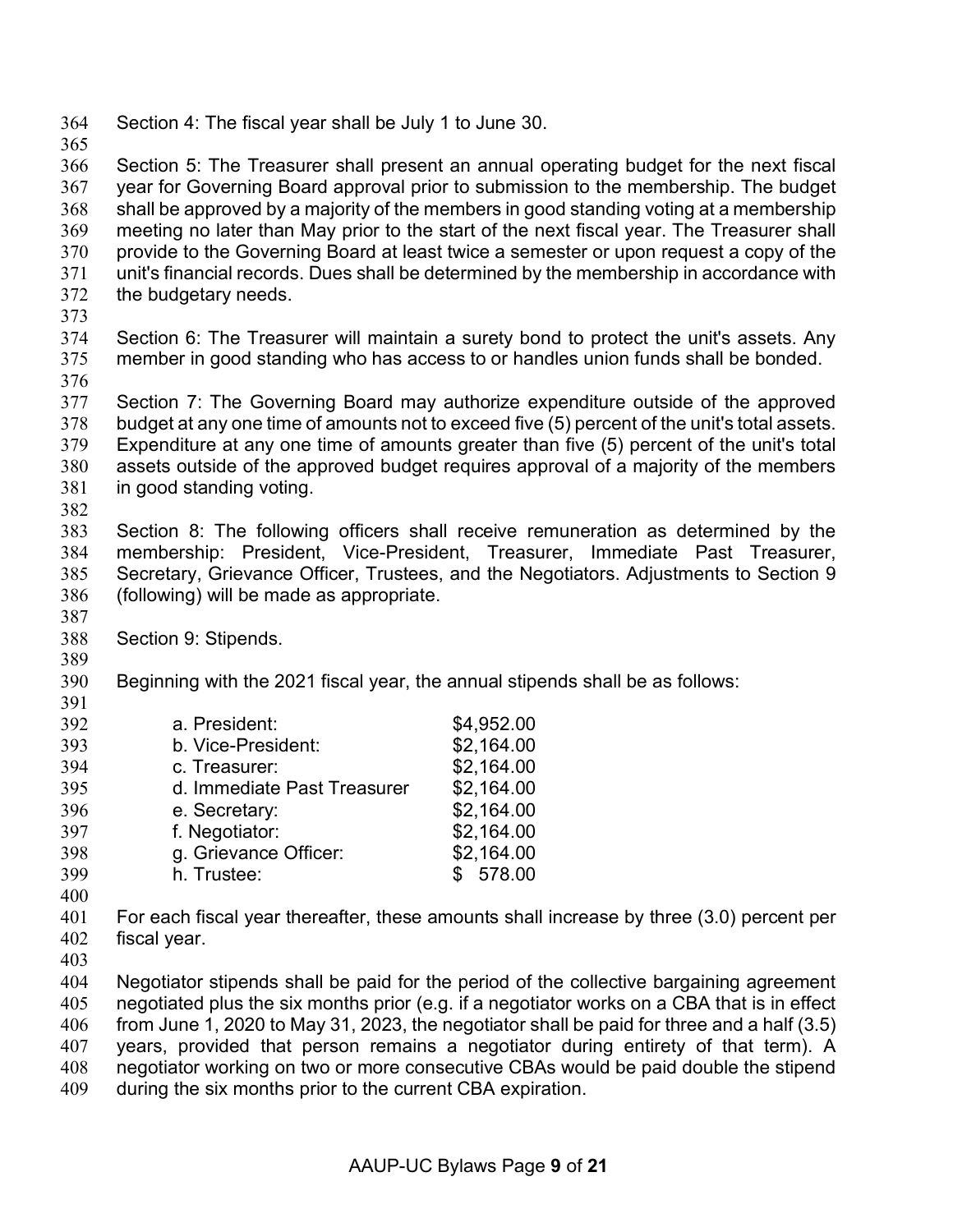Section 4: The fiscal year shall be July 1 to June 30.

Section 5: The Treasurer shall present an annual operating budget for the next fiscal year for Governing Board approval prior to submission to the membership. The budget shall be approved by a majority of the members in good standing voting at a membership meeting no later than May prior to the start of the next fiscal year. The Treasurer shall provide to the Governing Board at least twice a semester or upon request a copy of the unit's financial records. Dues shall be determined by the membership in accordance with the budgetary needs.

Section 6: The Treasurer will maintain a surety bond to protect the unit's assets. Any member in good standing who has access to or handles union funds shall be bonded.

Section 7: The Governing Board may authorize expenditure outside of the approved budget at any one time of amounts not to exceed five (5) percent of the unit's total assets. Expenditure at any one time of amounts greater than five (5) percent of the unit's total assets outside of the approved budget requires approval of a majority of the members in good standing voting.

Section 8: The following officers shall receive remuneration as determined by the membership: President, Vice-President, Treasurer, Immediate Past Treasurer, Secretary, Grievance Officer, Trustees, and the Negotiators. Adjustments to Section 9 (following) will be made as appropriate.

Section 9: Stipends.

Beginning with the 2021 fiscal year, the annual stipends shall be as follows:

| Position | Stipend |
|---|---|
| a. President: | $4,952.00 |
| b. Vice-President: | $2,164.00 |
| c. Treasurer: | $2,164.00 |
| d. Immediate Past Treasurer | $2,164.00 |
| e. Secretary: | $2,164.00 |
| f. Negotiator: | $2,164.00 |
| g. Grievance Officer: | $2,164.00 |
| h. Trustee: | $ 578.00 |

For each fiscal year thereafter, these amounts shall increase by three (3.0) percent per fiscal year.

Negotiator stipends shall be paid for the period of the collective bargaining agreement negotiated plus the six months prior (e.g. if a negotiator works on a CBA that is in effect from June 1, 2020 to May 31, 2023, the negotiator shall be paid for three and a half (3.5) years, provided that person remains a negotiator during entirety of that term). A negotiator working on two or more consecutive CBAs would be paid double the stipend during the six months prior to the current CBA expiration.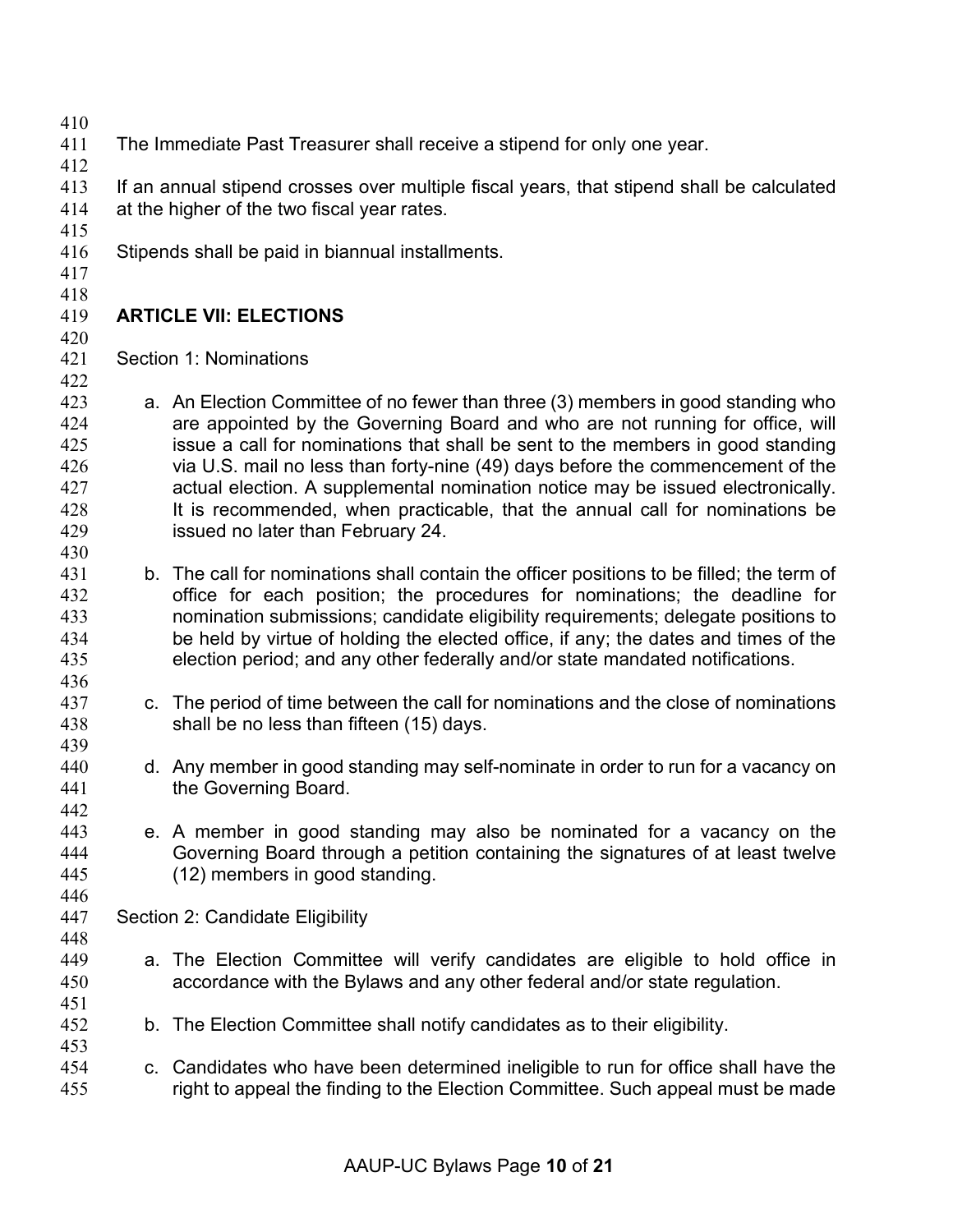The Immediate Past Treasurer shall receive a stipend for only one year.

If an annual stipend crosses over multiple fiscal years, that stipend shall be calculated at the higher of the two fiscal year rates.

Stipends shall be paid in biannual installments.

## ARTICLE VII: ELECTIONS

Section 1: Nominations

a. An Election Committee of no fewer than three (3) members in good standing who are appointed by the Governing Board and who are not running for office, will issue a call for nominations that shall be sent to the members in good standing via U.S. mail no less than forty-nine (49) days before the commencement of the actual election. A supplemental nomination notice may be issued electronically. It is recommended, when practicable, that the annual call for nominations be issued no later than February 24.

b. The call for nominations shall contain the officer positions to be filled; the term of office for each position; the procedures for nominations; the deadline for nomination submissions; candidate eligibility requirements; delegate positions to be held by virtue of holding the elected office, if any; the dates and times of the election period; and any other federally and/or state mandated notifications.

c. The period of time between the call for nominations and the close of nominations shall be no less than fifteen (15) days.

d. Any member in good standing may self-nominate in order to run for a vacancy on the Governing Board.

e. A member in good standing may also be nominated for a vacancy on the Governing Board through a petition containing the signatures of at least twelve (12) members in good standing.

Section 2: Candidate Eligibility

a. The Election Committee will verify candidates are eligible to hold office in accordance with the Bylaws and any other federal and/or state regulation.

b. The Election Committee shall notify candidates as to their eligibility.

c. Candidates who have been determined ineligible to run for office shall have the right to appeal the finding to the Election Committee. Such appeal must be made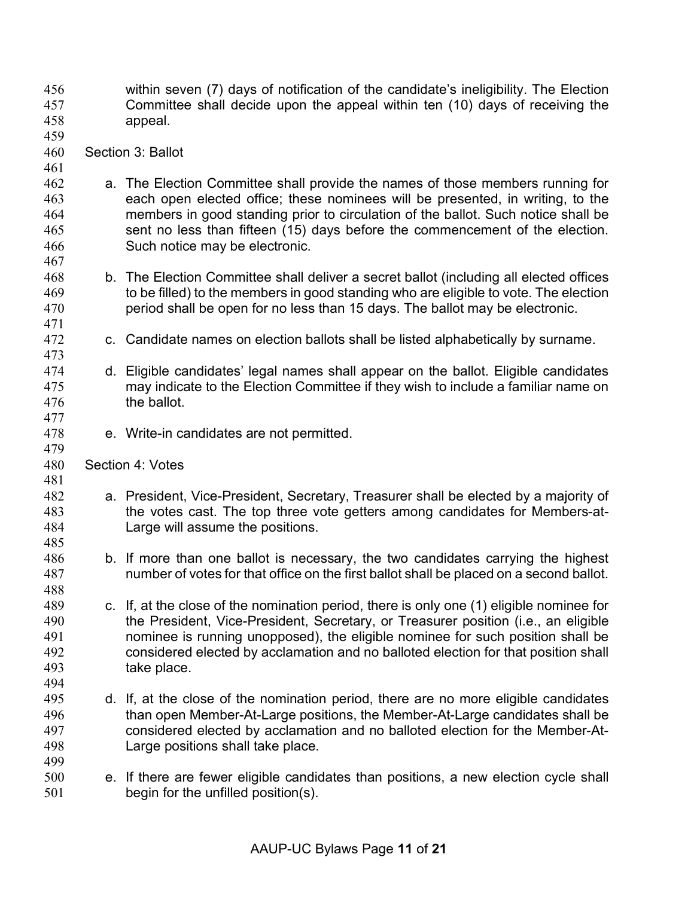within seven (7) days of notification of the candidate's ineligibility. The Election Committee shall decide upon the appeal within ten (10) days of receiving the appeal.

Section 3: Ballot

a. The Election Committee shall provide the names of those members running for each open elected office; these nominees will be presented, in writing, to the members in good standing prior to circulation of the ballot. Such notice shall be sent no less than fifteen (15) days before the commencement of the election. Such notice may be electronic.

b. The Election Committee shall deliver a secret ballot (including all elected offices to be filled) to the members in good standing who are eligible to vote. The election period shall be open for no less than 15 days. The ballot may be electronic.

c. Candidate names on election ballots shall be listed alphabetically by surname.

d. Eligible candidates' legal names shall appear on the ballot. Eligible candidates may indicate to the Election Committee if they wish to include a familiar name on the ballot.

e. Write-in candidates are not permitted.

Section 4: Votes

a. President, Vice-President, Secretary, Treasurer shall be elected by a majority of the votes cast. The top three vote getters among candidates for Members-at-Large will assume the positions.

b. If more than one ballot is necessary, the two candidates carrying the highest number of votes for that office on the first ballot shall be placed on a second ballot.

c. If, at the close of the nomination period, there is only one (1) eligible nominee for the President, Vice-President, Secretary, or Treasurer position (i.e., an eligible nominee is running unopposed), the eligible nominee for such position shall be considered elected by acclamation and no balloted election for that position shall take place.

d. If, at the close of the nomination period, there are no more eligible candidates than open Member-At-Large positions, the Member-At-Large candidates shall be considered elected by acclamation and no balloted election for the Member-At-Large positions shall take place.

e. If there are fewer eligible candidates than positions, a new election cycle shall begin for the unfilled position(s).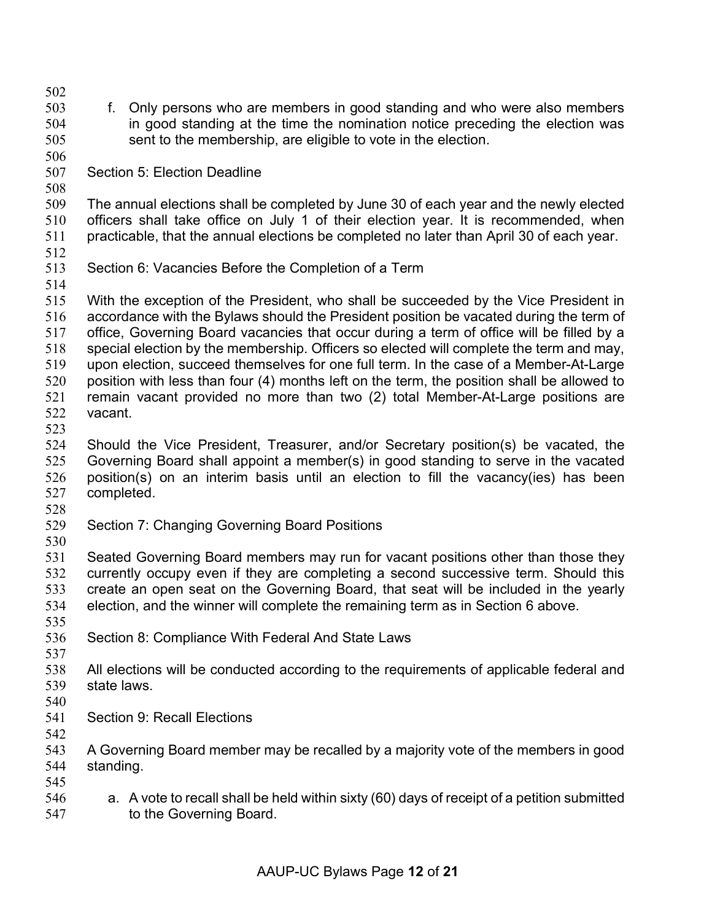f. Only persons who are members in good standing and who were also members in good standing at the time the nomination notice preceding the election was sent to the membership, are eligible to vote in the election.

### Section 5: Election Deadline

The annual elections shall be completed by June 30 of each year and the newly elected officers shall take office on July 1 of their election year. It is recommended, when practicable, that the annual elections be completed no later than April 30 of each year.

### Section 6: Vacancies Before the Completion of a Term

With the exception of the President, who shall be succeeded by the Vice President in accordance with the Bylaws should the President position be vacated during the term of office, Governing Board vacancies that occur during a term of office will be filled by a special election by the membership. Officers so elected will complete the term and may, upon election, succeed themselves for one full term. In the case of a Member-At-Large position with less than four (4) months left on the term, the position shall be allowed to remain vacant provided no more than two (2) total Member-At-Large positions are vacant.

Should the Vice President, Treasurer, and/or Secretary position(s) be vacated, the Governing Board shall appoint a member(s) in good standing to serve in the vacated position(s) on an interim basis until an election to fill the vacancy(ies) has been completed.

### Section 7: Changing Governing Board Positions

Seated Governing Board members may run for vacant positions other than those they currently occupy even if they are completing a second successive term. Should this create an open seat on the Governing Board, that seat will be included in the yearly election, and the winner will complete the remaining term as in Section 6 above.

### Section 8: Compliance With Federal And State Laws

All elections will be conducted according to the requirements of applicable federal and state laws.

### Section 9: Recall Elections

A Governing Board member may be recalled by a majority vote of the members in good standing.

a. A vote to recall shall be held within sixty (60) days of receipt of a petition submitted to the Governing Board.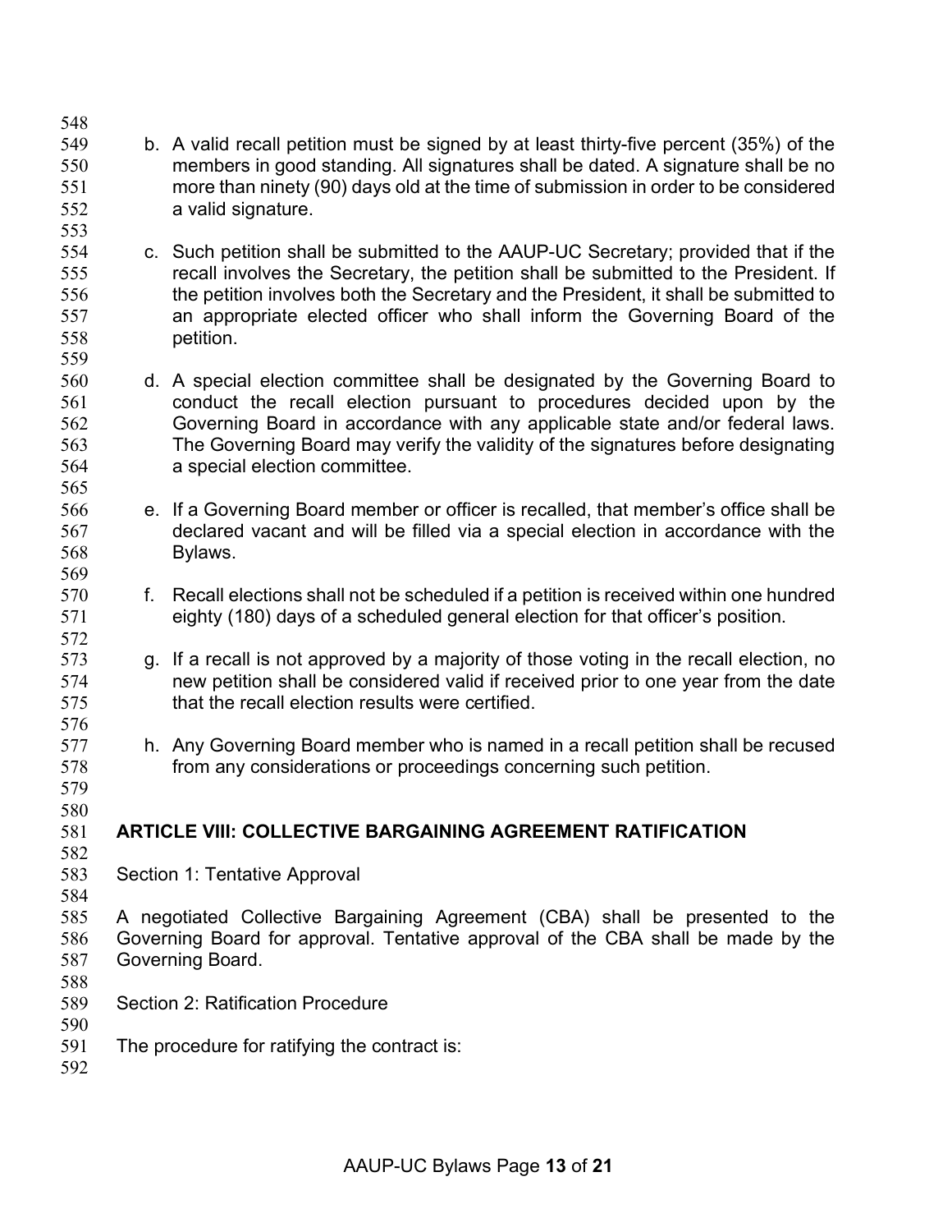b. A valid recall petition must be signed by at least thirty-five percent (35%) of the members in good standing. All signatures shall be dated. A signature shall be no more than ninety (90) days old at the time of submission in order to be considered a valid signature.

c. Such petition shall be submitted to the AAUP-UC Secretary; provided that if the recall involves the Secretary, the petition shall be submitted to the President. If the petition involves both the Secretary and the President, it shall be submitted to an appropriate elected officer who shall inform the Governing Board of the petition.

d. A special election committee shall be designated by the Governing Board to conduct the recall election pursuant to procedures decided upon by the Governing Board in accordance with any applicable state and/or federal laws. The Governing Board may verify the validity of the signatures before designating a special election committee.

e. If a Governing Board member or officer is recalled, that member's office shall be declared vacant and will be filled via a special election in accordance with the Bylaws.

f. Recall elections shall not be scheduled if a petition is received within one hundred eighty (180) days of a scheduled general election for that officer's position.

g. If a recall is not approved by a majority of those voting in the recall election, no new petition shall be considered valid if received prior to one year from the date that the recall election results were certified.

h. Any Governing Board member who is named in a recall petition shall be recused from any considerations or proceedings concerning such petition.

## ARTICLE VIII: COLLECTIVE BARGAINING AGREEMENT RATIFICATION

Section 1: Tentative Approval

A negotiated Collective Bargaining Agreement (CBA) shall be presented to the Governing Board for approval. Tentative approval of the CBA shall be made by the Governing Board.

Section 2: Ratification Procedure

The procedure for ratifying the contract is: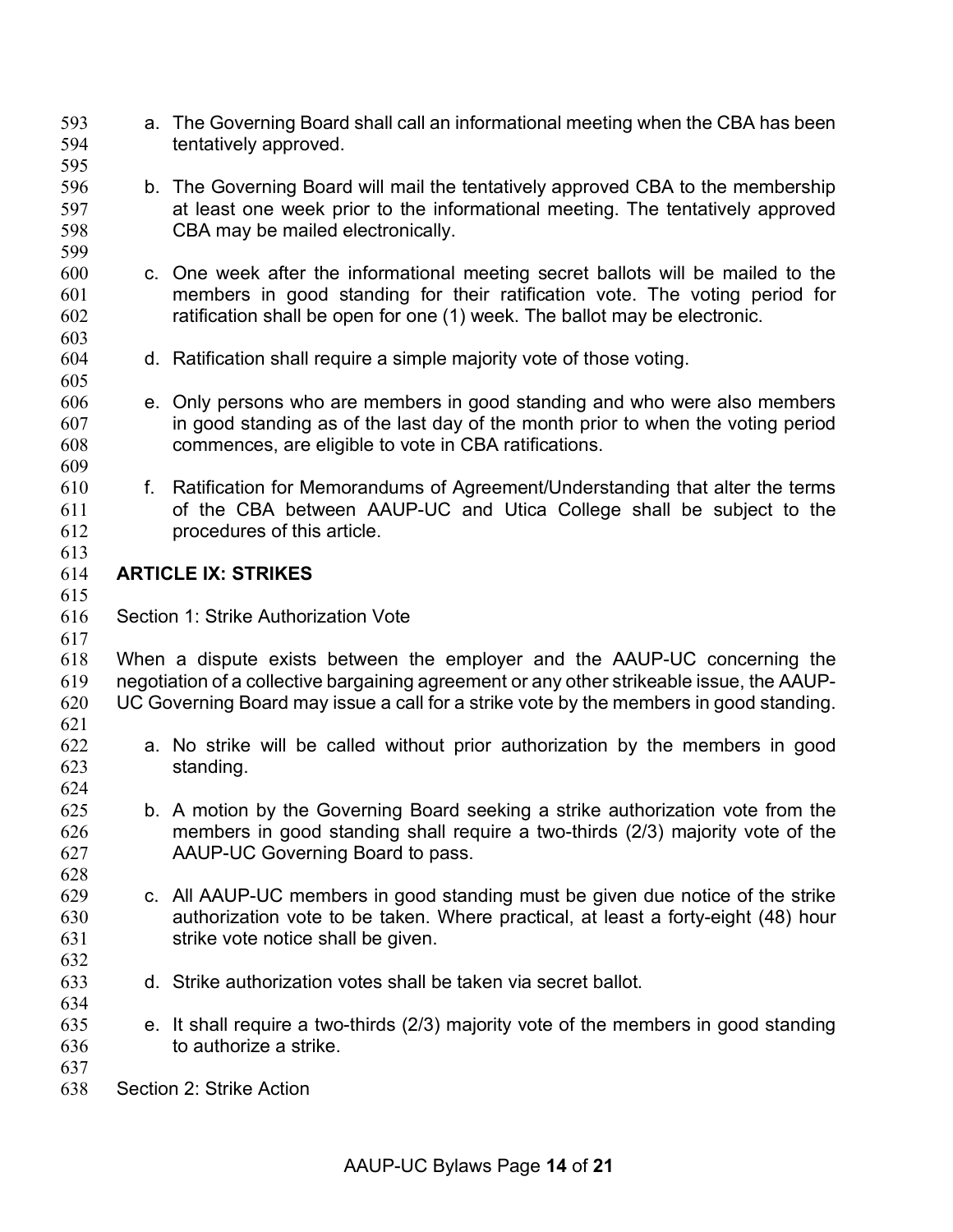a. The Governing Board shall call an informational meeting when the CBA has been tentatively approved.

b. The Governing Board will mail the tentatively approved CBA to the membership at least one week prior to the informational meeting. The tentatively approved CBA may be mailed electronically.

c. One week after the informational meeting secret ballots will be mailed to the members in good standing for their ratification vote. The voting period for ratification shall be open for one (1) week. The ballot may be electronic.

d. Ratification shall require a simple majority vote of those voting.

e. Only persons who are members in good standing and who were also members in good standing as of the last day of the month prior to when the voting period commences, are eligible to vote in CBA ratifications.

f. Ratification for Memorandums of Agreement/Understanding that alter the terms of the CBA between AAUP-UC and Utica College shall be subject to the procedures of this article.

## ARTICLE IX: STRIKES

Section 1: Strike Authorization Vote

When a dispute exists between the employer and the AAUP-UC concerning the negotiation of a collective bargaining agreement or any other strikeable issue, the AAUP-UC Governing Board may issue a call for a strike vote by the members in good standing.

a. No strike will be called without prior authorization by the members in good standing.

b. A motion by the Governing Board seeking a strike authorization vote from the members in good standing shall require a two-thirds (2/3) majority vote of the AAUP-UC Governing Board to pass.

c. All AAUP-UC members in good standing must be given due notice of the strike authorization vote to be taken. Where practical, at least a forty-eight (48) hour strike vote notice shall be given.

d. Strike authorization votes shall be taken via secret ballot.

e. It shall require a two-thirds (2/3) majority vote of the members in good standing to authorize a strike.

Section 2: Strike Action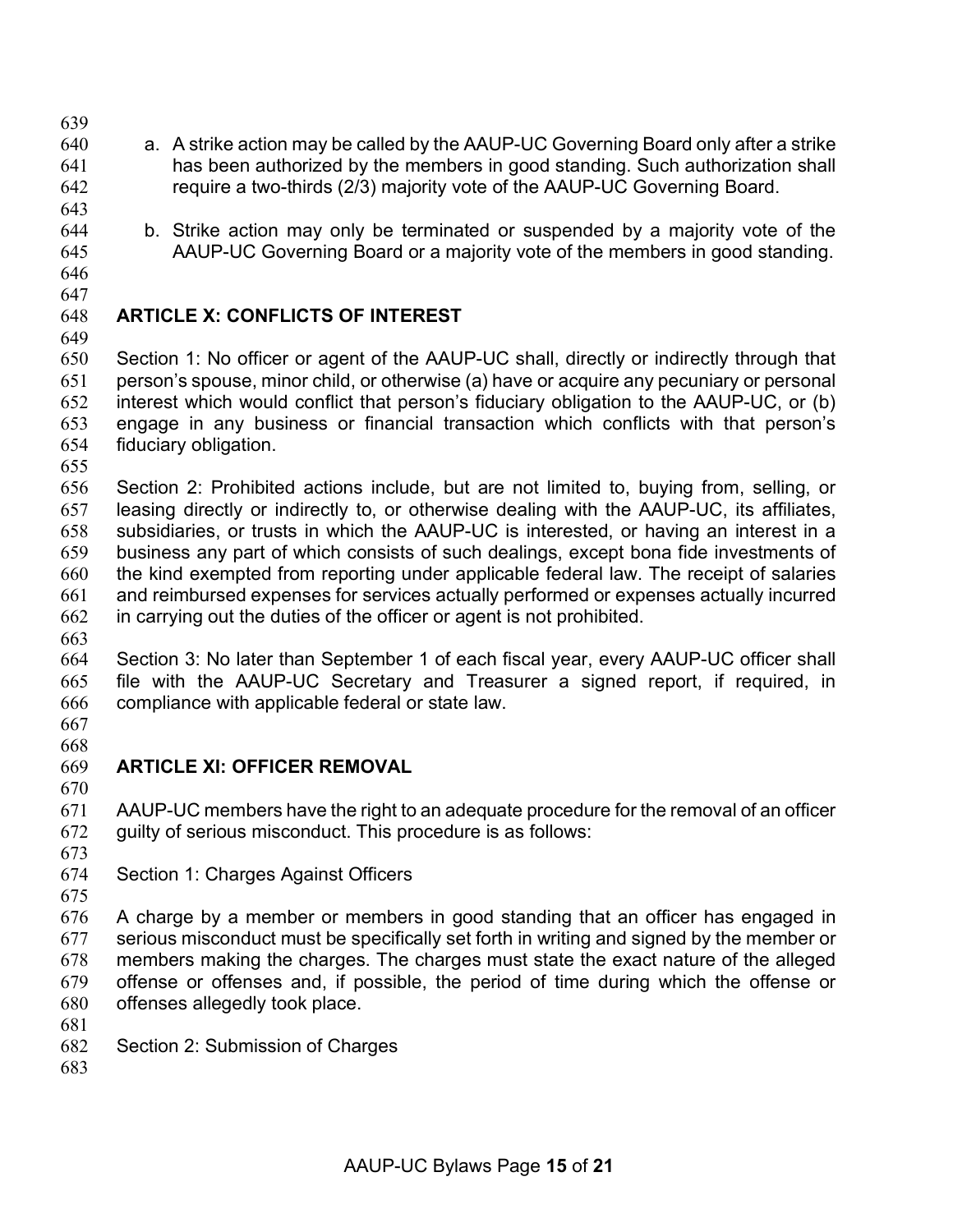a. A strike action may be called by the AAUP-UC Governing Board only after a strike has been authorized by the members in good standing. Such authorization shall require a two-thirds (2/3) majority vote of the AAUP-UC Governing Board.

b. Strike action may only be terminated or suspended by a majority vote of the AAUP-UC Governing Board or a majority vote of the members in good standing.

## ARTICLE X: CONFLICTS OF INTEREST

Section 1: No officer or agent of the AAUP-UC shall, directly or indirectly through that person's spouse, minor child, or otherwise (a) have or acquire any pecuniary or personal interest which would conflict that person's fiduciary obligation to the AAUP-UC, or (b) engage in any business or financial transaction which conflicts with that person's fiduciary obligation.

Section 2: Prohibited actions include, but are not limited to, buying from, selling, or leasing directly or indirectly to, or otherwise dealing with the AAUP-UC, its affiliates, subsidiaries, or trusts in which the AAUP-UC is interested, or having an interest in a business any part of which consists of such dealings, except bona fide investments of the kind exempted from reporting under applicable federal law. The receipt of salaries and reimbursed expenses for services actually performed or expenses actually incurred in carrying out the duties of the officer or agent is not prohibited.

Section 3: No later than September 1 of each fiscal year, every AAUP-UC officer shall file with the AAUP-UC Secretary and Treasurer a signed report, if required, in compliance with applicable federal or state law.

## ARTICLE XI: OFFICER REMOVAL

AAUP-UC members have the right to an adequate procedure for the removal of an officer guilty of serious misconduct. This procedure is as follows:

Section 1: Charges Against Officers

A charge by a member or members in good standing that an officer has engaged in serious misconduct must be specifically set forth in writing and signed by the member or members making the charges. The charges must state the exact nature of the alleged offense or offenses and, if possible, the period of time during which the offense or offenses allegedly took place.

Section 2: Submission of Charges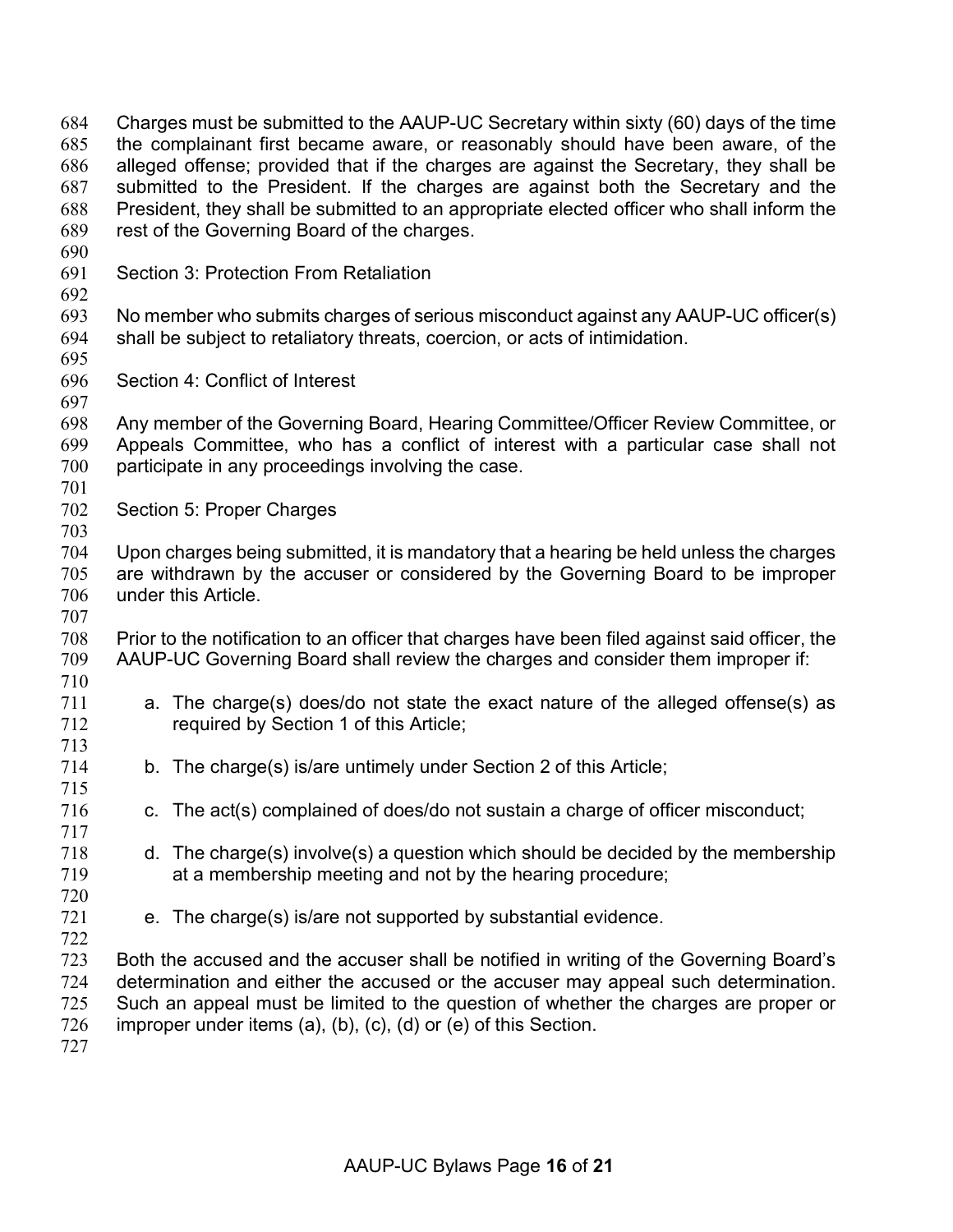Charges must be submitted to the AAUP-UC Secretary within sixty (60) days of the time the complainant first became aware, or reasonably should have been aware, of the alleged offense; provided that if the charges are against the Secretary, they shall be submitted to the President. If the charges are against both the Secretary and the President, they shall be submitted to an appropriate elected officer who shall inform the rest of the Governing Board of the charges.

Section 3: Protection From Retaliation

No member who submits charges of serious misconduct against any AAUP-UC officer(s) shall be subject to retaliatory threats, coercion, or acts of intimidation.

Section 4: Conflict of Interest

Any member of the Governing Board, Hearing Committee/Officer Review Committee, or Appeals Committee, who has a conflict of interest with a particular case shall not participate in any proceedings involving the case.

Section 5: Proper Charges

Upon charges being submitted, it is mandatory that a hearing be held unless the charges are withdrawn by the accuser or considered by the Governing Board to be improper under this Article.

Prior to the notification to an officer that charges have been filed against said officer, the AAUP-UC Governing Board shall review the charges and consider them improper if:

a. The charge(s) does/do not state the exact nature of the alleged offense(s) as required by Section 1 of this Article;

b. The charge(s) is/are untimely under Section 2 of this Article;

c. The act(s) complained of does/do not sustain a charge of officer misconduct;

d. The charge(s) involve(s) a question which should be decided by the membership at a membership meeting and not by the hearing procedure;

e. The charge(s) is/are not supported by substantial evidence.

Both the accused and the accuser shall be notified in writing of the Governing Board's determination and either the accused or the accuser may appeal such determination. Such an appeal must be limited to the question of whether the charges are proper or improper under items (a), (b), (c), (d) or (e) of this Section.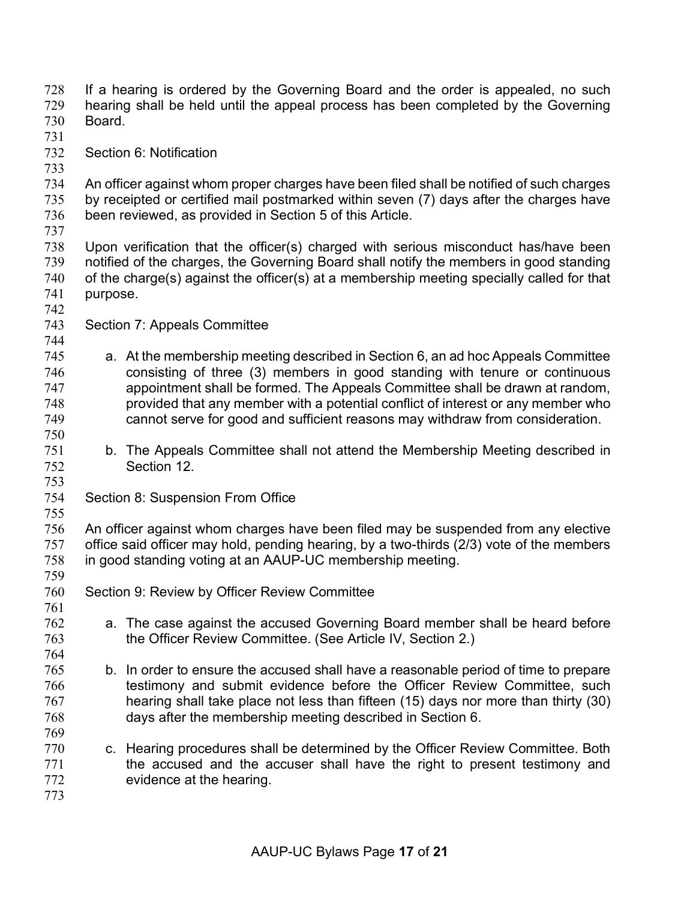If a hearing is ordered by the Governing Board and the order is appealed, no such hearing shall be held until the appeal process has been completed by the Governing Board.

Section 6: Notification

An officer against whom proper charges have been filed shall be notified of such charges by receipted or certified mail postmarked within seven (7) days after the charges have been reviewed, as provided in Section 5 of this Article.

Upon verification that the officer(s) charged with serious misconduct has/have been notified of the charges, the Governing Board shall notify the members in good standing of the charge(s) against the officer(s) at a membership meeting specially called for that purpose.

Section 7: Appeals Committee

a. At the membership meeting described in Section 6, an ad hoc Appeals Committee consisting of three (3) members in good standing with tenure or continuous appointment shall be formed. The Appeals Committee shall be drawn at random, provided that any member with a potential conflict of interest or any member who cannot serve for good and sufficient reasons may withdraw from consideration.

b. The Appeals Committee shall not attend the Membership Meeting described in Section 12.

Section 8: Suspension From Office

An officer against whom charges have been filed may be suspended from any elective office said officer may hold, pending hearing, by a two-thirds (2/3) vote of the members in good standing voting at an AAUP-UC membership meeting.

Section 9: Review by Officer Review Committee

a. The case against the accused Governing Board member shall be heard before the Officer Review Committee. (See Article IV, Section 2.)

b. In order to ensure the accused shall have a reasonable period of time to prepare testimony and submit evidence before the Officer Review Committee, such hearing shall take place not less than fifteen (15) days nor more than thirty (30) days after the membership meeting described in Section 6.

c. Hearing procedures shall be determined by the Officer Review Committee. Both the accused and the accuser shall have the right to present testimony and evidence at the hearing.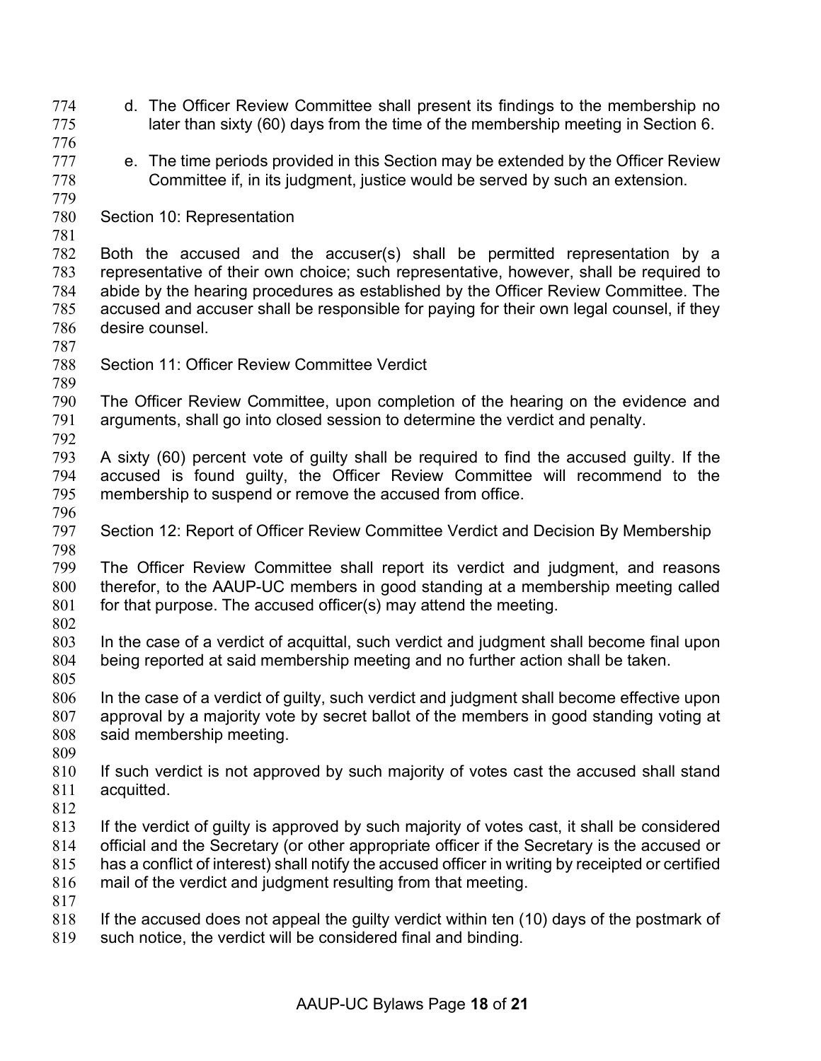d. The Officer Review Committee shall present its findings to the membership no later than sixty (60) days from the time of the membership meeting in Section 6.

e. The time periods provided in this Section may be extended by the Officer Review Committee if, in its judgment, justice would be served by such an extension.

Section 10: Representation

Both the accused and the accuser(s) shall be permitted representation by a representative of their own choice; such representative, however, shall be required to abide by the hearing procedures as established by the Officer Review Committee. The accused and accuser shall be responsible for paying for their own legal counsel, if they desire counsel.

Section 11: Officer Review Committee Verdict

The Officer Review Committee, upon completion of the hearing on the evidence and arguments, shall go into closed session to determine the verdict and penalty.

A sixty (60) percent vote of guilty shall be required to find the accused guilty. If the accused is found guilty, the Officer Review Committee will recommend to the membership to suspend or remove the accused from office.

Section 12: Report of Officer Review Committee Verdict and Decision By Membership

The Officer Review Committee shall report its verdict and judgment, and reasons therefor, to the AAUP-UC members in good standing at a membership meeting called for that purpose. The accused officer(s) may attend the meeting.

In the case of a verdict of acquittal, such verdict and judgment shall become final upon being reported at said membership meeting and no further action shall be taken.

In the case of a verdict of guilty, such verdict and judgment shall become effective upon approval by a majority vote by secret ballot of the members in good standing voting at said membership meeting.

If such verdict is not approved by such majority of votes cast the accused shall stand acquitted.

If the verdict of guilty is approved by such majority of votes cast, it shall be considered official and the Secretary (or other appropriate officer if the Secretary is the accused or has a conflict of interest) shall notify the accused officer in writing by receipted or certified mail of the verdict and judgment resulting from that meeting.

If the accused does not appeal the guilty verdict within ten (10) days of the postmark of such notice, the verdict will be considered final and binding.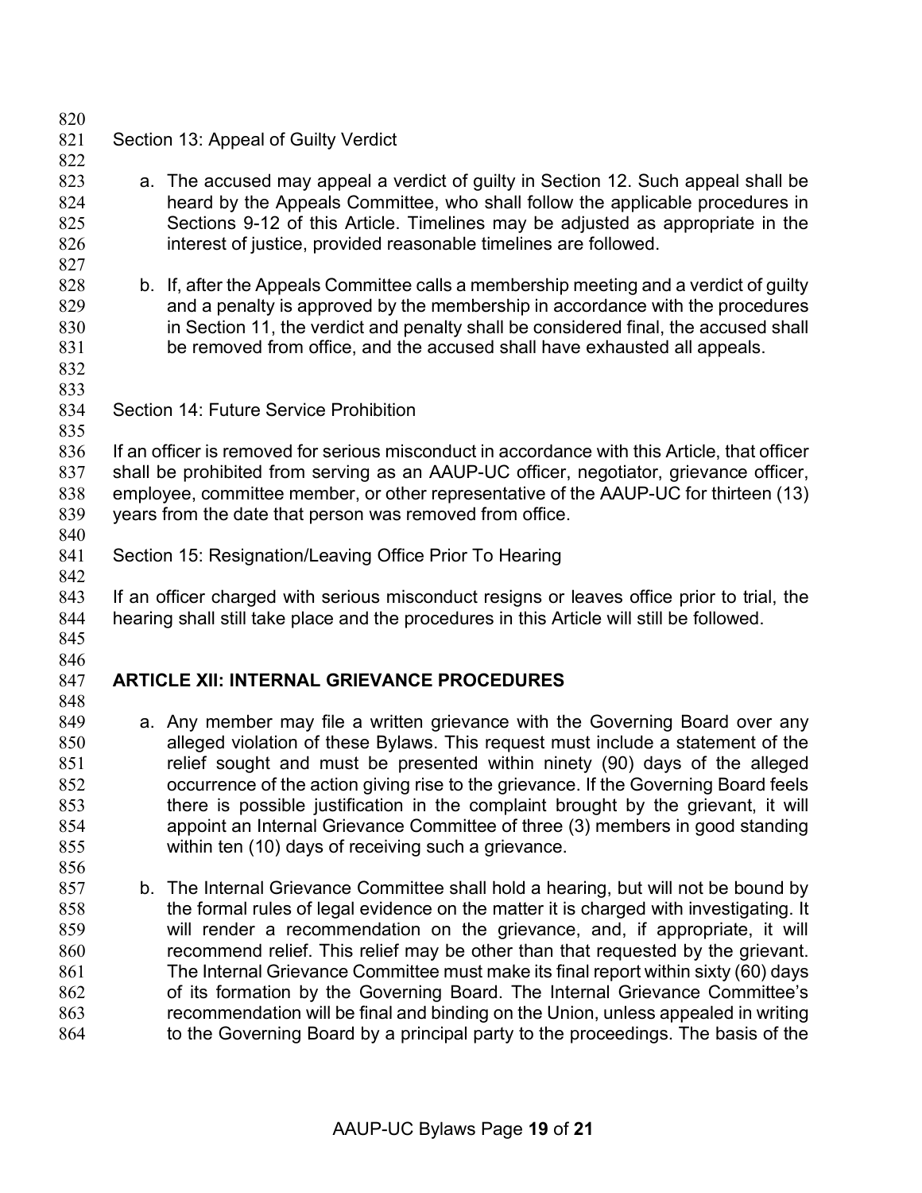Section 13: Appeal of Guilty Verdict

a. The accused may appeal a verdict of guilty in Section 12. Such appeal shall be heard by the Appeals Committee, who shall follow the applicable procedures in Sections 9-12 of this Article. Timelines may be adjusted as appropriate in the interest of justice, provided reasonable timelines are followed.

b. If, after the Appeals Committee calls a membership meeting and a verdict of guilty and a penalty is approved by the membership in accordance with the procedures in Section 11, the verdict and penalty shall be considered final, the accused shall be removed from office, and the accused shall have exhausted all appeals.

Section 14: Future Service Prohibition

If an officer is removed for serious misconduct in accordance with this Article, that officer shall be prohibited from serving as an AAUP-UC officer, negotiator, grievance officer, employee, committee member, or other representative of the AAUP-UC for thirteen (13) years from the date that person was removed from office.

Section 15: Resignation/Leaving Office Prior To Hearing

If an officer charged with serious misconduct resigns or leaves office prior to trial, the hearing shall still take place and the procedures in this Article will still be followed.

## ARTICLE XII: INTERNAL GRIEVANCE PROCEDURES

a. Any member may file a written grievance with the Governing Board over any alleged violation of these Bylaws. This request must include a statement of the relief sought and must be presented within ninety (90) days of the alleged occurrence of the action giving rise to the grievance. If the Governing Board feels there is possible justification in the complaint brought by the grievant, it will appoint an Internal Grievance Committee of three (3) members in good standing within ten (10) days of receiving such a grievance.

b. The Internal Grievance Committee shall hold a hearing, but will not be bound by the formal rules of legal evidence on the matter it is charged with investigating. It will render a recommendation on the grievance, and, if appropriate, it will recommend relief. This relief may be other than that requested by the grievant. The Internal Grievance Committee must make its final report within sixty (60) days of its formation by the Governing Board. The Internal Grievance Committee's recommendation will be final and binding on the Union, unless appealed in writing to the Governing Board by a principal party to the proceedings. The basis of the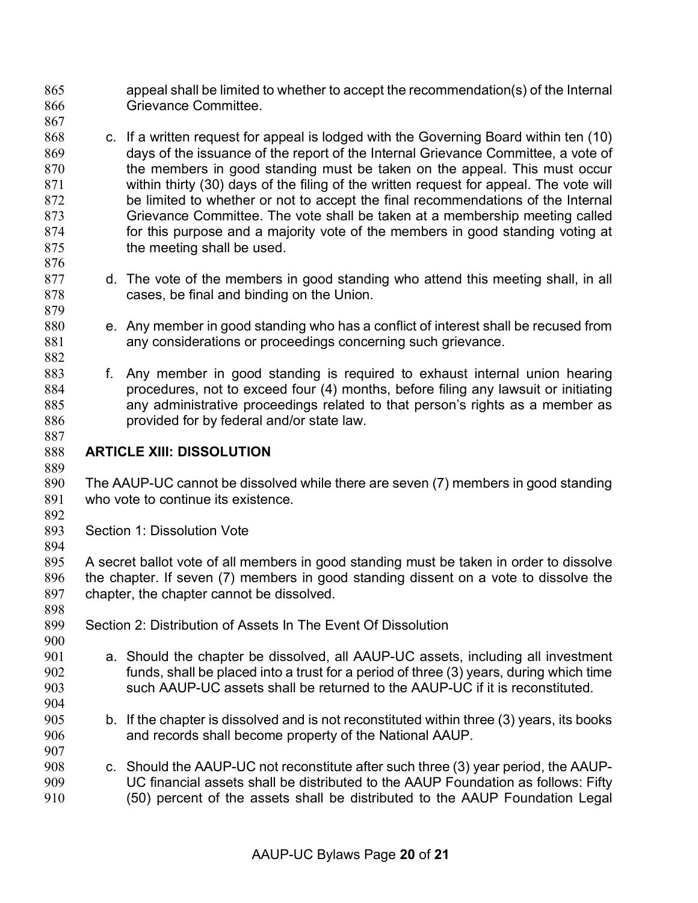appeal shall be limited to whether to accept the recommendation(s) of the Internal Grievance Committee.

c. If a written request for appeal is lodged with the Governing Board within ten (10) days of the issuance of the report of the Internal Grievance Committee, a vote of the members in good standing must be taken on the appeal. This must occur within thirty (30) days of the filing of the written request for appeal. The vote will be limited to whether or not to accept the final recommendations of the Internal Grievance Committee. The vote shall be taken at a membership meeting called for this purpose and a majority vote of the members in good standing voting at the meeting shall be used.

d. The vote of the members in good standing who attend this meeting shall, in all cases, be final and binding on the Union.

e. Any member in good standing who has a conflict of interest shall be recused from any considerations or proceedings concerning such grievance.

f. Any member in good standing is required to exhaust internal union hearing procedures, not to exceed four (4) months, before filing any lawsuit or initiating any administrative proceedings related to that person's rights as a member as provided for by federal and/or state law.

## ARTICLE XIII: DISSOLUTION

The AAUP-UC cannot be dissolved while there are seven (7) members in good standing who vote to continue its existence.

Section 1: Dissolution Vote

A secret ballot vote of all members in good standing must be taken in order to dissolve the chapter. If seven (7) members in good standing dissent on a vote to dissolve the chapter, the chapter cannot be dissolved.

Section 2: Distribution of Assets In The Event Of Dissolution

a. Should the chapter be dissolved, all AAUP-UC assets, including all investment funds, shall be placed into a trust for a period of three (3) years, during which time such AAUP-UC assets shall be returned to the AAUP-UC if it is reconstituted.

b. If the chapter is dissolved and is not reconstituted within three (3) years, its books and records shall become property of the National AAUP.

c. Should the AAUP-UC not reconstitute after such three (3) year period, the AAUP-UC financial assets shall be distributed to the AAUP Foundation as follows: Fifty (50) percent of the assets shall be distributed to the AAUP Foundation Legal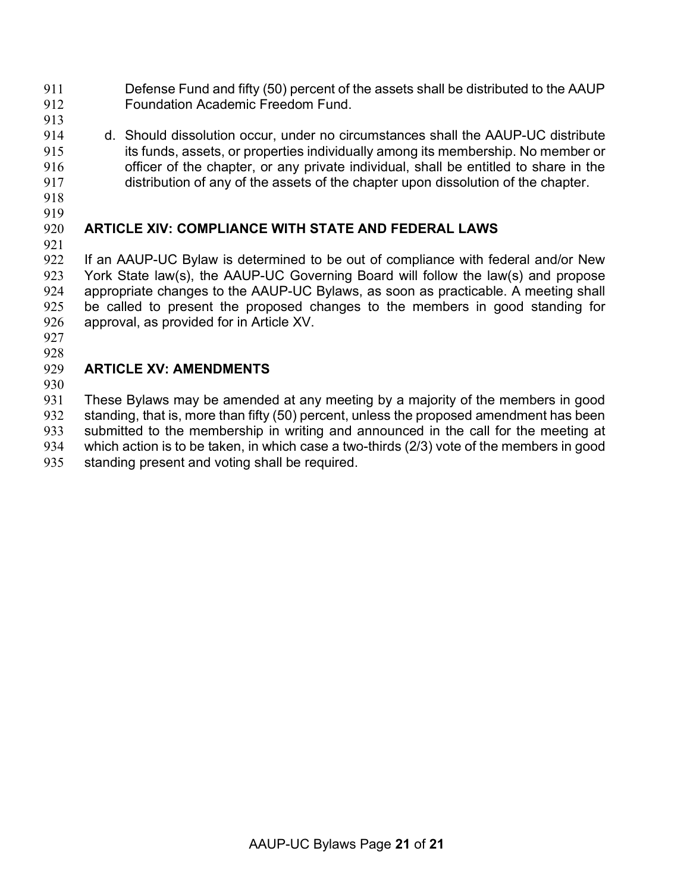Defense Fund and fifty (50) percent of the assets shall be distributed to the AAUP Foundation Academic Freedom Fund.

d. Should dissolution occur, under no circumstances shall the AAUP-UC distribute its funds, assets, or properties individually among its membership. No member or officer of the chapter, or any private individual, shall be entitled to share in the distribution of any of the assets of the chapter upon dissolution of the chapter.

## ARTICLE XIV: COMPLIANCE WITH STATE AND FEDERAL LAWS

If an AAUP-UC Bylaw is determined to be out of compliance with federal and/or New York State law(s), the AAUP-UC Governing Board will follow the law(s) and propose appropriate changes to the AAUP-UC Bylaws, as soon as practicable. A meeting shall be called to present the proposed changes to the members in good standing for approval, as provided for in Article XV.

## ARTICLE XV: AMENDMENTS

These Bylaws may be amended at any meeting by a majority of the members in good standing, that is, more than fifty (50) percent, unless the proposed amendment has been submitted to the membership in writing and announced in the call for the meeting at which action is to be taken, in which case a two-thirds (2/3) vote of the members in good standing present and voting shall be required.